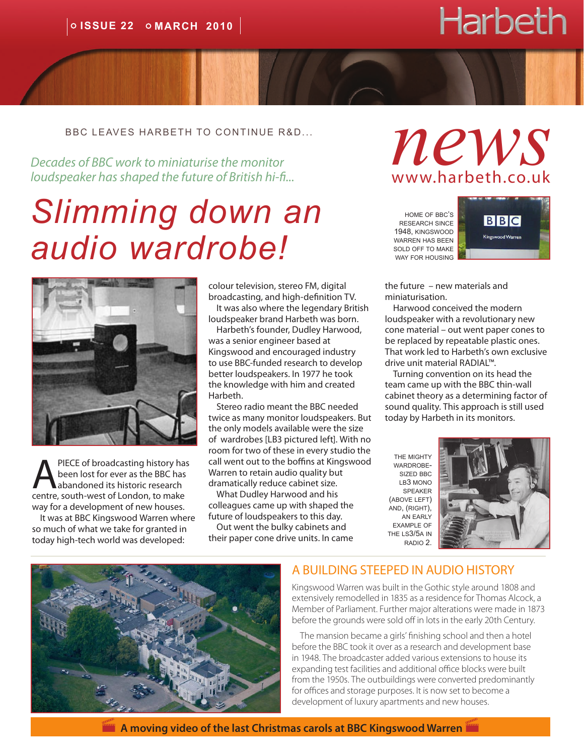ISSUE 22 · MARCH 2010

Harbeth

# news

www.harbeth.co.uk

BBC LEAVES HARBETH TO CONTINUE R&D...

*Decades of BBC work to miniaturise the monitor loudspeaker has shaped the future of British hi-fi...*

# Slimming down an audio wardrobe!

A PIECE of broadcasting history has been lost for ever as the BBC has abandoned its historic research centre, south-west of London, to make way for a development of new houses.

It was at BBC Kingswood Warren where so much of what we take for granted in today high-tech world was developed: colour television, stereo FM, digital broadcasting, and high-definition TV.

It was also where the legendary British loudspeaker brand Harbeth was born.

Harbeth's founder, Dudley Harwood, was a senior engineer based at Kingswood and encouraged industry to use BBC-funded research to develop better loudspeakers. In 1977 he took the knowledge with him and created Harbeth.

Stereo radio meant the BBC needed twice as many monitor loudspeakers. But the only models available were the size of wardrobes [LB3 pictured left]. With no room for two of these in every studio the call went out to the boffins at Kingswood Warren to retain audio quality but dramatically reduce cabinet size.

What Dudley Harwood and his colleagues came up with shaped the future of loudspeakers to this day.

Out went the bulky cabinets and their paper cone drive units. In came the future – new materials and miniaturisation.

Harwood conceived the modern loudspeaker with a revolutionary new cone material – out went paper cones to be replaced by repeatable plastic ones. That work led to Harbeth's own exclusive drive unit material RADIAL™.

Turning convention on its head the team came up with the BBC thin-wall cabinet theory as a determining factor of sound quality. This approach is still used today by Harbeth in its monitors.

HOME OF BBC'S RESEARCH SINCE 1948, KINGSWOOD WARREN HAS BEEN SOLD OFF TO MAKE WAY FOR HOUSING

THE MIGHTY WARDROBE-SIZED BBC LB3 MONO SPEAKER (ABOVE LEFT) AND, (RIGHT), AN EARLY EXAMPLE OF THE LS3/5A IN RADIO 2.

## A BUILDING STEEPED IN AUDIO HISTORY

Kingswood Warren was built in the Gothic style around 1808 and extensively remodelled in 1835 as a residence for Thomas Alcock, a Member of Parliament. Further major alterations were made in 1873 before the grounds were sold off in lots in the early 20th Century.

The mansion became a girls' finishing school and then a hotel before the BBC took it over as a research and development base in 1948. The broadcaster added various extensions to house its expanding test facilities and additional office blocks were built from the 1950s. The outbuildings were converted predominantly for offices and storage purposes. It is now set to become a development of luxury apartments and new houses.

**A moving video of the last Christmas carols at BBC Kingswood Warren**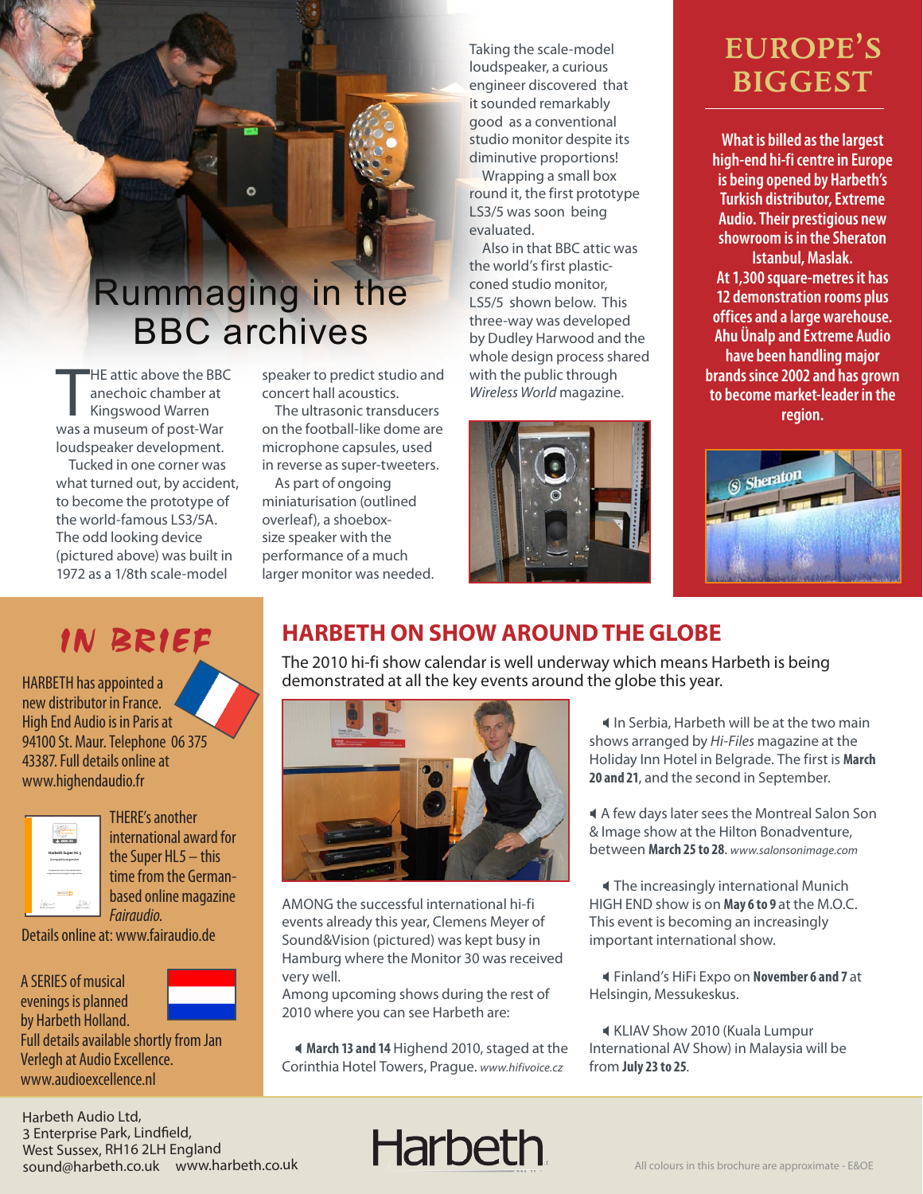# Rummaging in the BBC archives

THE attic above the BBC anechoic chamber at Kingswood Warren was a museum of post-War loudspeaker development.

Tucked in one corner was what turned out, by accident, to become the prototype of the world-famous LS3/5A. The odd looking device (pictured above) was built in 1972 as a 1/8th scale-model speaker to predict studio and concert hall acoustics.

The ultrasonic transducers on the football-like dome are microphone capsules, used in reverse as super-tweeters.

As part of ongoing miniaturisation (outlined overleaf), a shoebox-size speaker with the performance of a much larger monitor was needed.

Taking the scale-model loudspeaker, a curious engineer discovered that it sounded remarkably good as a conventional studio monitor despite its diminutive proportions!

Wrapping a small box round it, the first prototype LS3/5 was soon being evaluated.

Also in that BBC attic was the world's first plastic-coned studio monitor, LS5/5 shown below. This three-way was developed by Dudley Harwood and the whole design process shared with the public through *Wireless World* magazine.

## EUROPE'S BIGGEST

**What is billed as the largest high-end hi-fi centre in Europe is being opened by Harbeth's Turkish distributor, Extreme Audio. Their prestigious new showroom is in the Sheraton Istanbul, Maslak.**

**At 1,300 square-metres it has 12 demonstration rooms plus offices and a large warehouse. Ahu Ünalp and Extreme Audio have been handling major brands since 2002 and has grown to become market-leader in the region.**

## IN BRIEF

HARBETH has appointed a new distributor in France. High End Audio is in Paris at 94100 St. Maur. Telephone 06 375 43387. Full details online at www.highendaudio.fr

THERE's another international award for the Super HL5 – this time from the German-based online magazine *Fairaudio.*
Details online at: www.fairaudio.de

A SERIES of musical evenings is planned by Harbeth Holland. Full details available shortly from Jan Verlegh at Audio Excellence. www.audioexcellence.nl

## HARBETH ON SHOW AROUND THE GLOBE

The 2010 hi-fi show calendar is well underway which means Harbeth is being demonstrated at all the key events around the globe this year.

AMONG the successful international hi-fi events already this year, Clemens Meyer of Sound&Vision (pictured) was kept busy in Hamburg where the Monitor 30 was received very well.
Among upcoming shows during the rest of 2010 where you can see Harbeth are:

- **March 13 and 14** Highend 2010, staged at the Corinthia Hotel Towers, Prague. *www.hifivoice.cz*
- In Serbia, Harbeth will be at the two main shows arranged by *Hi-Files* magazine at the Holiday Inn Hotel in Belgrade. The first is **March 20 and 21**, and the second in September.
- A few days later sees the Montreal Salon Son & Image show at the Hilton Bonadventure, between **March 25 to 28.** *www.salonsonimage.com*
- The increasingly international Munich HIGH END show is on **May 6 to 9** at the M.O.C. This event is becoming an increasingly important international show.
- Finland's HiFi Expo on **November 6 and 7** at Helsingin, Messukeskus.
- KLIAV Show 2010 (Kuala Lumpur International AV Show) in Malaysia will be from **July 23 to 25.**

Harbeth Audio Ltd,
3 Enterprise Park, Lindfield,
West Sussex, RH16 2LH England
sound@harbeth.co.uk www.harbeth.co.uk

All colours in this brochure are approximate - E&OE